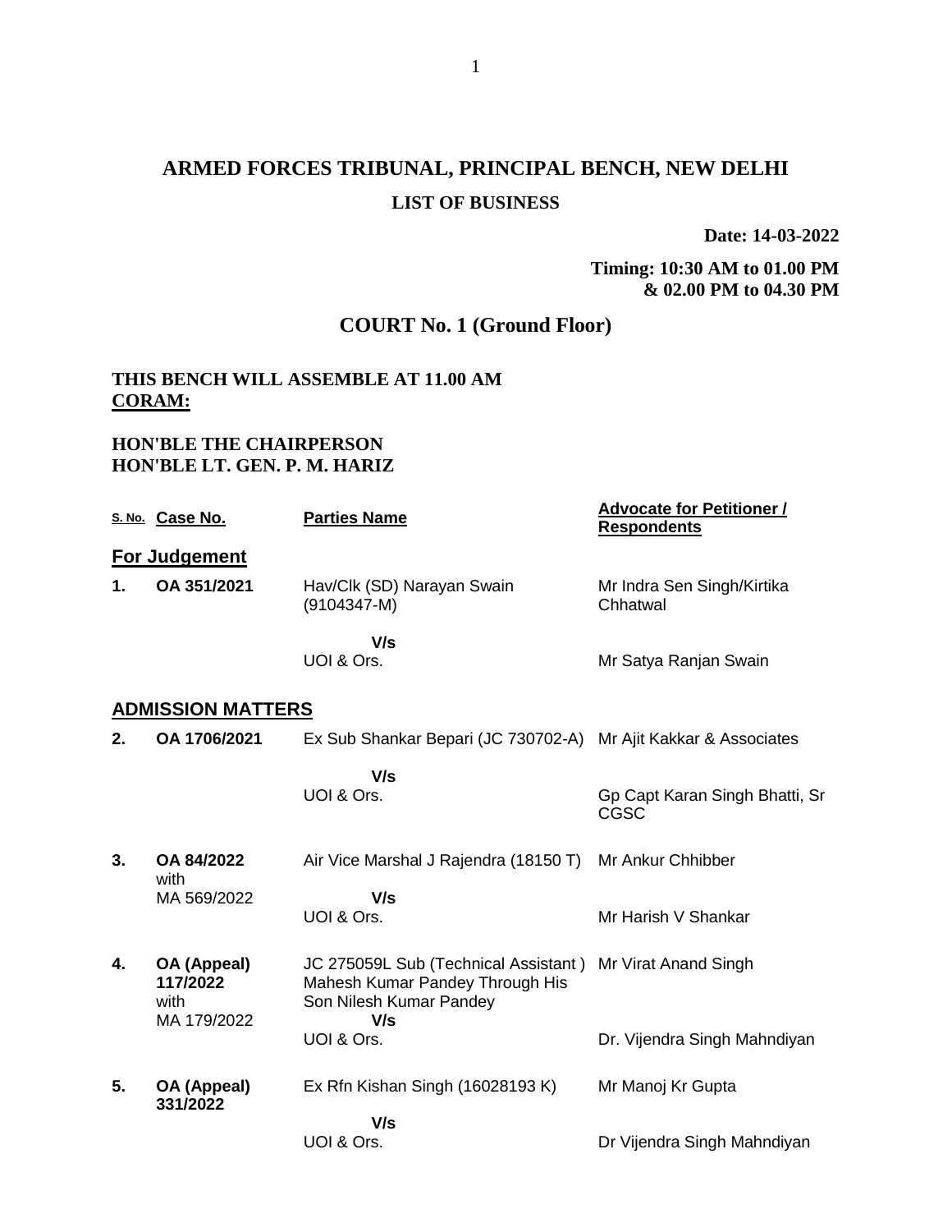# ARMED FORCES TRIBUNAL, PRINCIPAL BENCH, NEW DELHI

## LIST OF BUSINESS

**Date: 14-03-2022**

**Timing: 10:30 AM to 01.00 PM & 02.00 PM to 04.30 PM**

## COURT No. 1 (Ground Floor)

**THIS BENCH WILL ASSEMBLE AT 11.00 AM**
**CORAM:**

**HON'BLE THE CHAIRPERSON**
**HON'BLE LT. GEN. P. M. HARIZ**

| S. No. | Case No. | Parties Name | Advocate for Petitioner / Respondents |
|---|---|---|---|
| **For Judgement** | | | |
| **1.** | **OA 351/2021** | Hav/Clk (SD) Narayan Swain (9104347-M)<br>**V/s**<br>UOI & Ors. | Mr Indra Sen Singh/Kirtika Chhatwal<br><br>Mr Satya Ranjan Swain |
| **ADMISSION MATTERS** | | | |
| **2.** | **OA 1706/2021** | Ex Sub Shankar Bepari (JC 730702-A)<br>**V/s**<br>UOI & Ors. | Mr Ajit Kakkar & Associates<br><br>Gp Capt Karan Singh Bhatti, Sr CGSC |
| **3.** | **OA 84/2022** with MA 569/2022 | Air Vice Marshal J Rajendra (18150 T)<br>**V/s**<br>UOI & Ors. | Mr Ankur Chhibber<br><br>Mr Harish V Shankar |
| **4.** | **OA (Appeal) 117/2022** with MA 179/2022 | JC 275059L Sub (Technical Assistant ) Mahesh Kumar Pandey Through His Son Nilesh Kumar Pandey<br>**V/s**<br>UOI & Ors. | Mr Virat Anand Singh<br><br>Dr. Vijendra Singh Mahndiyan |
| **5.** | **OA (Appeal) 331/2022** | Ex Rfn Kishan Singh (16028193 K)<br>**V/s**<br>UOI & Ors. | Mr Manoj Kr Gupta<br><br>Dr Vijendra Singh Mahndiyan |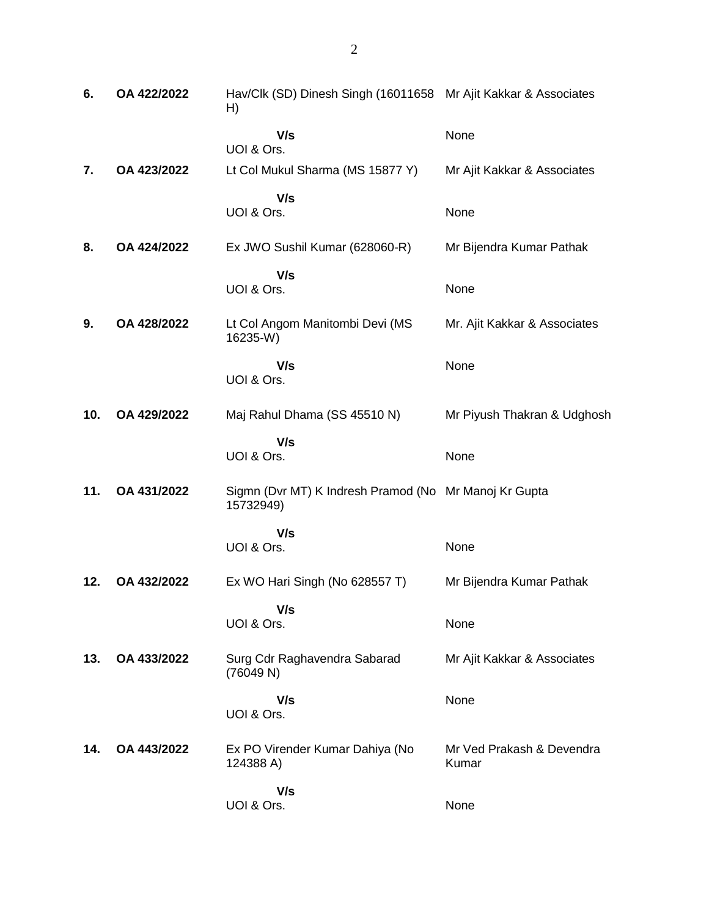| | | | |
|---|---|---|---|
| **6.** | **OA 422/2022** | Hav/Clk (SD) Dinesh Singh (16011658 H) | Mr Ajit Kakkar & Associates |
| | | **V/s**<br>UOI & Ors. | None |
| **7.** | **OA 423/2022** | Lt Col Mukul Sharma (MS 15877 Y) | Mr Ajit Kakkar & Associates |
| | | **V/s**<br>UOI & Ors. | None |
| **8.** | **OA 424/2022** | Ex JWO Sushil Kumar (628060-R) | Mr Bijendra Kumar Pathak |
| | | **V/s**<br>UOI & Ors. | None |
| **9.** | **OA 428/2022** | Lt Col Angom Manitombi Devi (MS 16235-W) | Mr. Ajit Kakkar & Associates |
| | | **V/s**<br>UOI & Ors. | None |
| **10.** | **OA 429/2022** | Maj Rahul Dhama (SS 45510 N) | Mr Piyush Thakran & Udghosh |
| | | **V/s**<br>UOI & Ors. | None |
| **11.** | **OA 431/2022** | Sigmn (Dvr MT) K Indresh Pramod (No 15732949) | Mr Manoj Kr Gupta |
| | | **V/s**<br>UOI & Ors. | None |
| **12.** | **OA 432/2022** | Ex WO Hari Singh (No 628557 T) | Mr Bijendra Kumar Pathak |
| | | **V/s**<br>UOI & Ors. | None |
| **13.** | **OA 433/2022** | Surg Cdr Raghavendra Sabarad (76049 N) | Mr Ajit Kakkar & Associates |
| | | **V/s**<br>UOI & Ors. | None |
| **14.** | **OA 443/2022** | Ex PO Virender Kumar Dahiya (No 124388 A) | Mr Ved Prakash & Devendra Kumar |
| | | **V/s**<br>UOI & Ors. | None |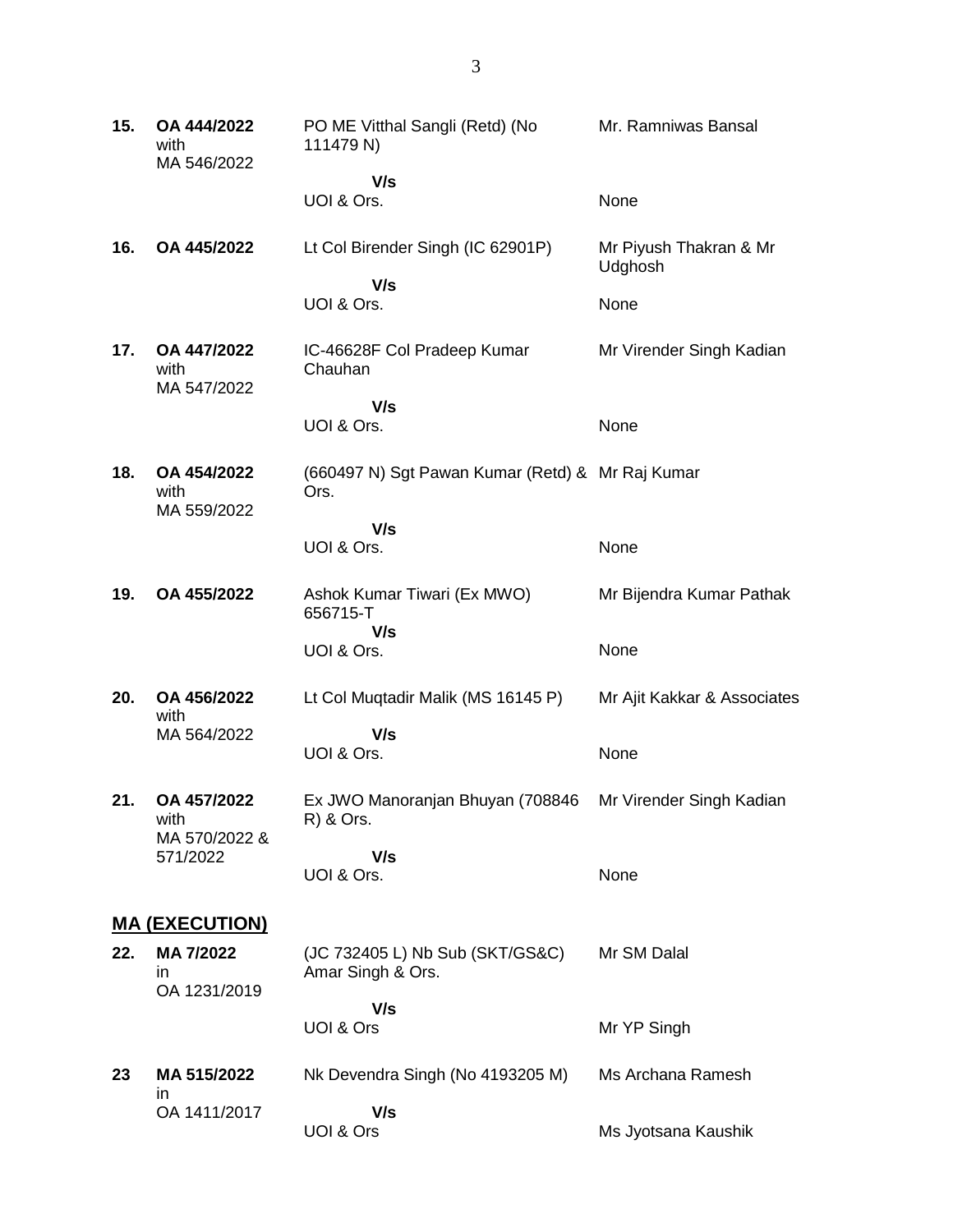| | | | |
|---|---|---|---|
| **15.** | **OA 444/2022** with MA 546/2022 | PO ME Vitthal Sangli (Retd) (No 111479 N) | Mr. Ramniwas Bansal |
| | | **V/s** | |
| | | UOI & Ors. | None |
| **16.** | **OA 445/2022** | Lt Col Birender Singh (IC 62901P) | Mr Piyush Thakran & Mr Udghosh |
| | | **V/s** | |
| | | UOI & Ors. | None |
| **17.** | **OA 447/2022** with MA 547/2022 | IC-46628F Col Pradeep Kumar Chauhan | Mr Virender Singh Kadian |
| | | **V/s** | |
| | | UOI & Ors. | None |
| **18.** | **OA 454/2022** with MA 559/2022 | (660497 N) Sgt Pawan Kumar (Retd) & Ors. | Mr Raj Kumar |
| | | **V/s** | |
| | | UOI & Ors. | None |
| **19.** | **OA 455/2022** | Ashok Kumar Tiwari (Ex MWO) 656715-T | Mr Bijendra Kumar Pathak |
| | | **V/s** | |
| | | UOI & Ors. | None |
| **20.** | **OA 456/2022** with MA 564/2022 | Lt Col Muqtadir Malik (MS 16145 P) | Mr Ajit Kakkar & Associates |
| | | **V/s** | |
| | | UOI & Ors. | None |
| **21.** | **OA 457/2022** with MA 570/2022 & 571/2022 | Ex JWO Manoranjan Bhuyan (708846 R) & Ors. | Mr Virender Singh Kadian |
| | | **V/s** | |
| | | UOI & Ors. | None |

## MA (EXECUTION)

| | | | |
|---|---|---|---|
| **22.** | **MA 7/2022** in OA 1231/2019 | (JC 732405 L) Nb Sub (SKT/GS&C) Amar Singh & Ors. | Mr SM Dalal |
| | | **V/s** | |
| | | UOI & Ors | Mr YP Singh |
| **23** | **MA 515/2022** in OA 1411/2017 | Nk Devendra Singh (No 4193205 M) | Ms Archana Ramesh |
| | | **V/s** | |
| | | UOI & Ors | Ms Jyotsana Kaushik |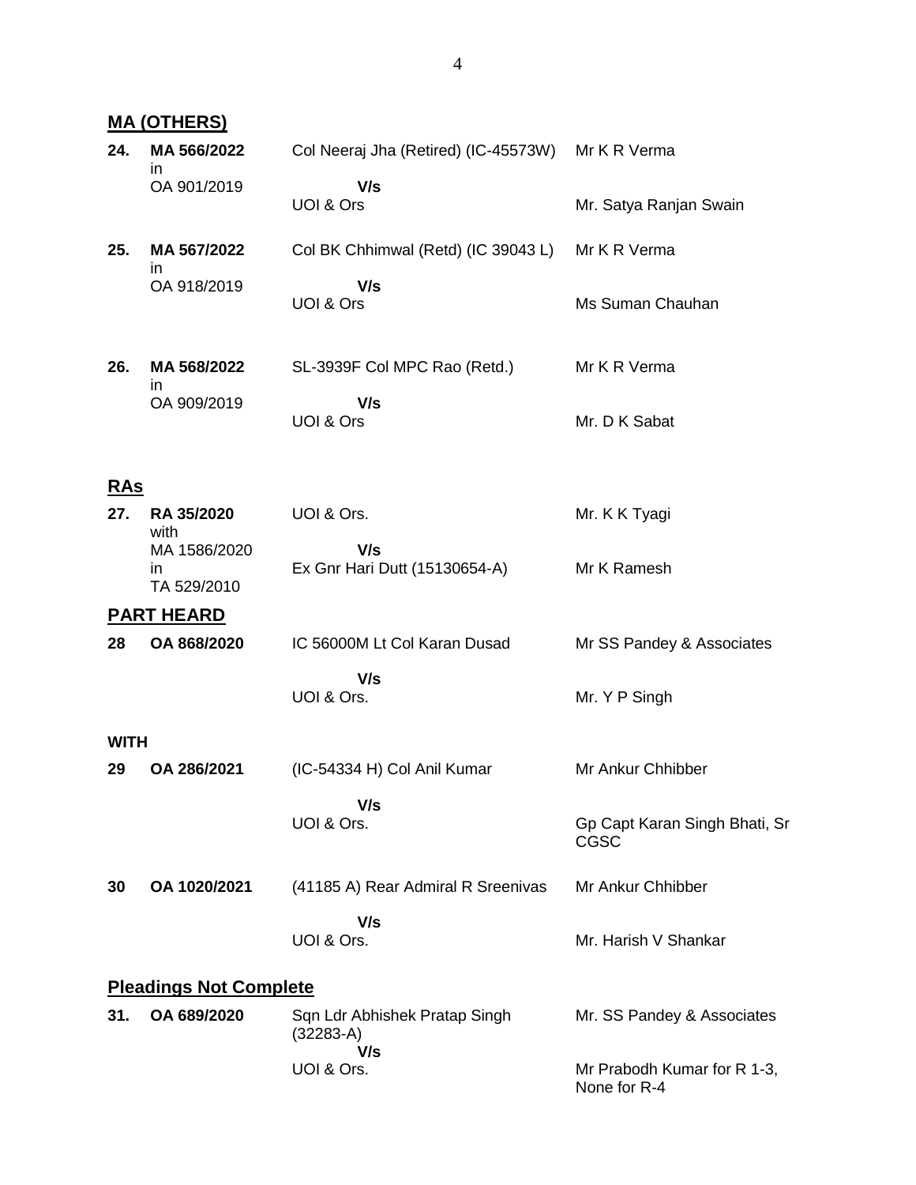## MA (OTHERS)

| | | | |
|---|---|---|---|
| **24.** | **MA 566/2022** in OA 901/2019 | Col Neeraj Jha (Retired) (IC-45573W) **V/s** UOI & Ors | Mr K R Verma<br><br>Mr. Satya Ranjan Swain |
| **25.** | **MA 567/2022** in OA 918/2019 | Col BK Chhimwal (Retd) (IC 39043 L) **V/s** UOI & Ors | Mr K R Verma<br><br>Ms Suman Chauhan |
| **26.** | **MA 568/2022** in OA 909/2019 | SL-3939F Col MPC Rao (Retd.) **V/s** UOI & Ors | Mr K R Verma<br><br>Mr. D K Sabat |

## RAs

| | | | |
|---|---|---|---|
| **27.** | **RA 35/2020** with MA 1586/2020 in TA 529/2010 | UOI & Ors. **V/s** Ex Gnr Hari Dutt (15130654-A) | Mr. K K Tyagi<br><br>Mr K Ramesh |

## PART HEARD

| | | | |
|---|---|---|---|
| **28** | **OA 868/2020** | IC 56000M Lt Col Karan Dusad **V/s** UOI & Ors. | Mr SS Pandey & Associates<br><br>Mr. Y P Singh |

**WITH**

| | | | |
|---|---|---|---|
| **29** | **OA 286/2021** | (IC-54334 H) Col Anil Kumar **V/s** UOI & Ors. | Mr Ankur Chhibber<br><br>Gp Capt Karan Singh Bhati, Sr CGSC |
| **30** | **OA 1020/2021** | (41185 A) Rear Admiral R Sreenivas **V/s** UOI & Ors. | Mr Ankur Chhibber<br><br>Mr. Harish V Shankar |

## Pleadings Not Complete

| | | | |
|---|---|---|---|
| **31.** | **OA 689/2020** | Sqn Ldr Abhishek Pratap Singh (32283-A) **V/s** UOI & Ors. | Mr. SS Pandey & Associates<br><br>Mr Prabodh Kumar for R 1-3, None for R-4 |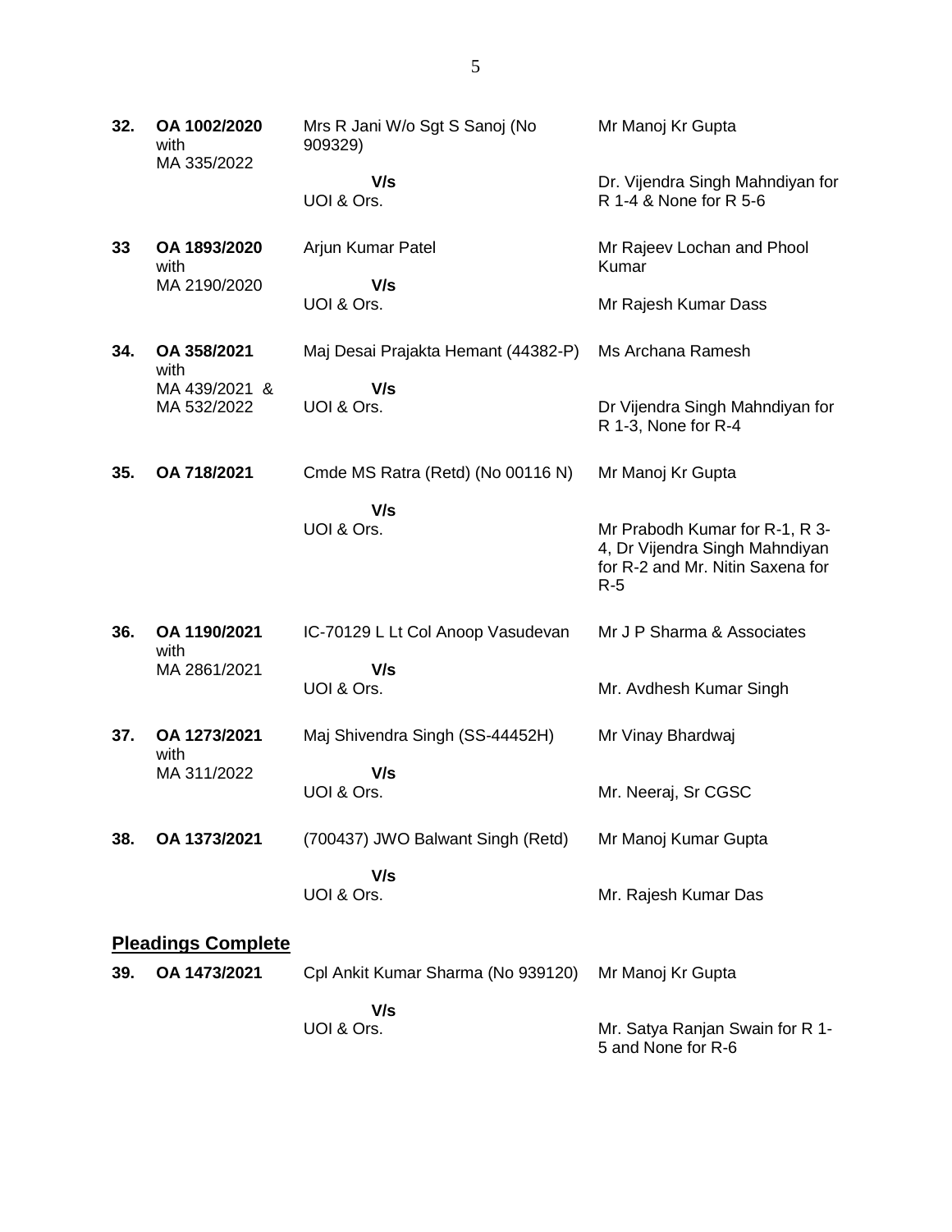| | | | |
|---|---|---|---|
| **32.** | **OA 1002/2020** with MA 335/2022 | Mrs R Jani W/o Sgt S Sanoj (No 909329)<br>**V/s**<br>UOI & Ors. | Mr Manoj Kr Gupta<br><br>Dr. Vijendra Singh Mahndiyan for R 1-4 & None for R 5-6 |
| **33** | **OA 1893/2020** with MA 2190/2020 | Arjun Kumar Patel<br>**V/s**<br>UOI & Ors. | Mr Rajeev Lochan and Phool Kumar<br><br>Mr Rajesh Kumar Dass |
| **34.** | **OA 358/2021** with MA 439/2021 & MA 532/2022 | Maj Desai Prajakta Hemant (44382-P)<br>**V/s**<br>UOI & Ors. | Ms Archana Ramesh<br><br>Dr Vijendra Singh Mahndiyan for R 1-3, None for R-4 |
| **35.** | **OA 718/2021** | Cmde MS Ratra (Retd) (No 00116 N)<br>**V/s**<br>UOI & Ors. | Mr Manoj Kr Gupta<br><br>Mr Prabodh Kumar for R-1, R 3-4, Dr Vijendra Singh Mahndiyan for R-2 and Mr. Nitin Saxena for R-5 |
| **36.** | **OA 1190/2021** with MA 2861/2021 | IC-70129 L Lt Col Anoop Vasudevan<br>**V/s**<br>UOI & Ors. | Mr J P Sharma & Associates<br><br>Mr. Avdhesh Kumar Singh |
| **37.** | **OA 1273/2021** with MA 311/2022 | Maj Shivendra Singh (SS-44452H)<br>**V/s**<br>UOI & Ors. | Mr Vinay Bhardwaj<br><br>Mr. Neeraj, Sr CGSC |
| **38.** | **OA 1373/2021** | (700437) JWO Balwant Singh (Retd)<br>**V/s**<br>UOI & Ors. | Mr Manoj Kumar Gupta<br><br>Mr. Rajesh Kumar Das |

**Pleadings Complete**

| | | | |
|---|---|---|---|
| **39.** | **OA 1473/2021** | Cpl Ankit Kumar Sharma (No 939120)<br>**V/s**<br>UOI & Ors. | Mr Manoj Kr Gupta<br><br>Mr. Satya Ranjan Swain for R 1-5 and None for R-6 |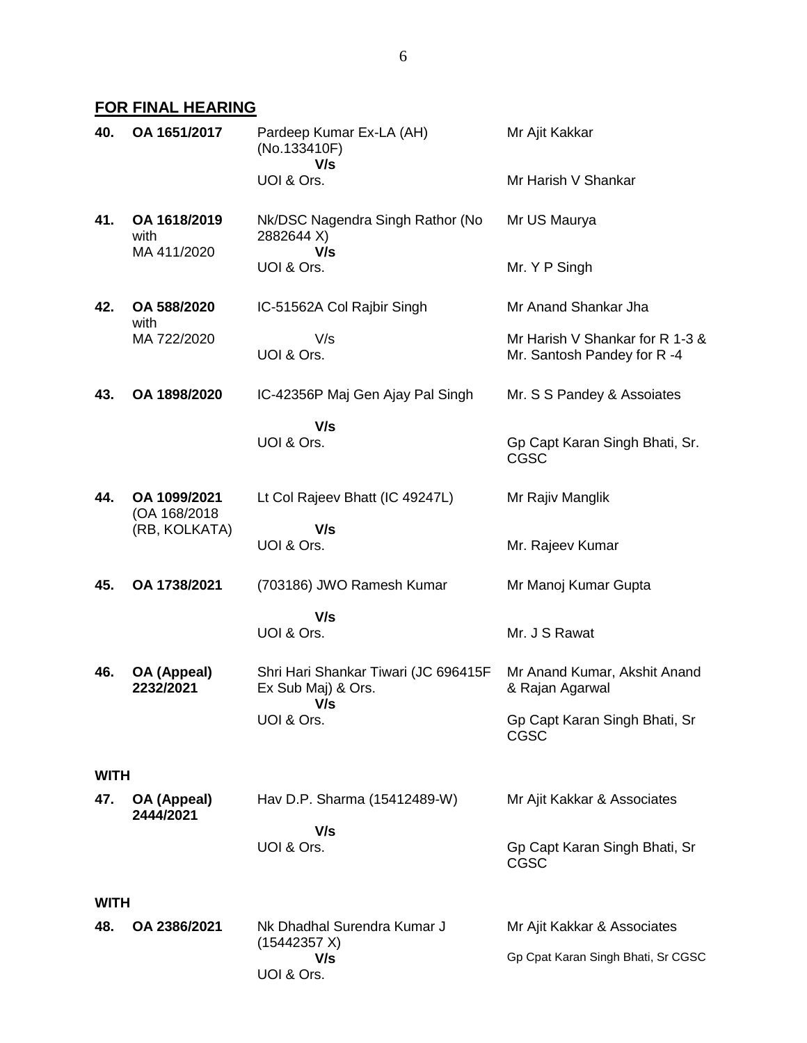## FOR FINAL HEARING

| | | | |
|---|---|---|---|
| **40.** | **OA 1651/2017** | Pardeep Kumar Ex-LA (AH) (No.133410F) **V/s** UOI & Ors. | Mr Ajit Kakkar<br><br>Mr Harish V Shankar |
| **41.** | **OA 1618/2019** with MA 411/2020 | Nk/DSC Nagendra Singh Rathor (No 2882644 X) **V/s** UOI & Ors. | Mr US Maurya<br><br>Mr. Y P Singh |
| **42.** | **OA 588/2020** with MA 722/2020 | IC-51562A Col Rajbir Singh V/s UOI & Ors. | Mr Anand Shankar Jha<br><br>Mr Harish V Shankar for R 1-3 & Mr. Santosh Pandey for R -4 |
| **43.** | **OA 1898/2020** | IC-42356P Maj Gen Ajay Pal Singh **V/s** UOI & Ors. | Mr. S S Pandey & Assoiates<br><br>Gp Capt Karan Singh Bhati, Sr. CGSC |
| **44.** | **OA 1099/2021** (OA 168/2018 (RB, KOLKATA) | Lt Col Rajeev Bhatt (IC 49247L) **V/s** UOI & Ors. | Mr Rajiv Manglik<br><br>Mr. Rajeev Kumar |
| **45.** | **OA 1738/2021** | (703186) JWO Ramesh Kumar **V/s** UOI & Ors. | Mr Manoj Kumar Gupta<br><br>Mr. J S Rawat |
| **46.** | **OA (Appeal) 2232/2021** | Shri Hari Shankar Tiwari (JC 696415F Ex Sub Maj) & Ors. **V/s** UOI & Ors. | Mr Anand Kumar, Akshit Anand & Rajan Agarwal<br><br>Gp Capt Karan Singh Bhati, Sr CGSC |

**WITH**

| | | | |
|---|---|---|---|
| **47.** | **OA (Appeal) 2444/2021** | Hav D.P. Sharma (15412489-W) **V/s** UOI & Ors. | Mr Ajit Kakkar & Associates<br><br>Gp Capt Karan Singh Bhati, Sr CGSC |

**WITH**

| | | | |
|---|---|---|---|
| **48.** | **OA 2386/2021** | Nk Dhadhal Surendra Kumar J (15442357 X) **V/s** UOI & Ors. | Mr Ajit Kakkar & Associates<br><br>Gp Cpat Karan Singh Bhati, Sr CGSC |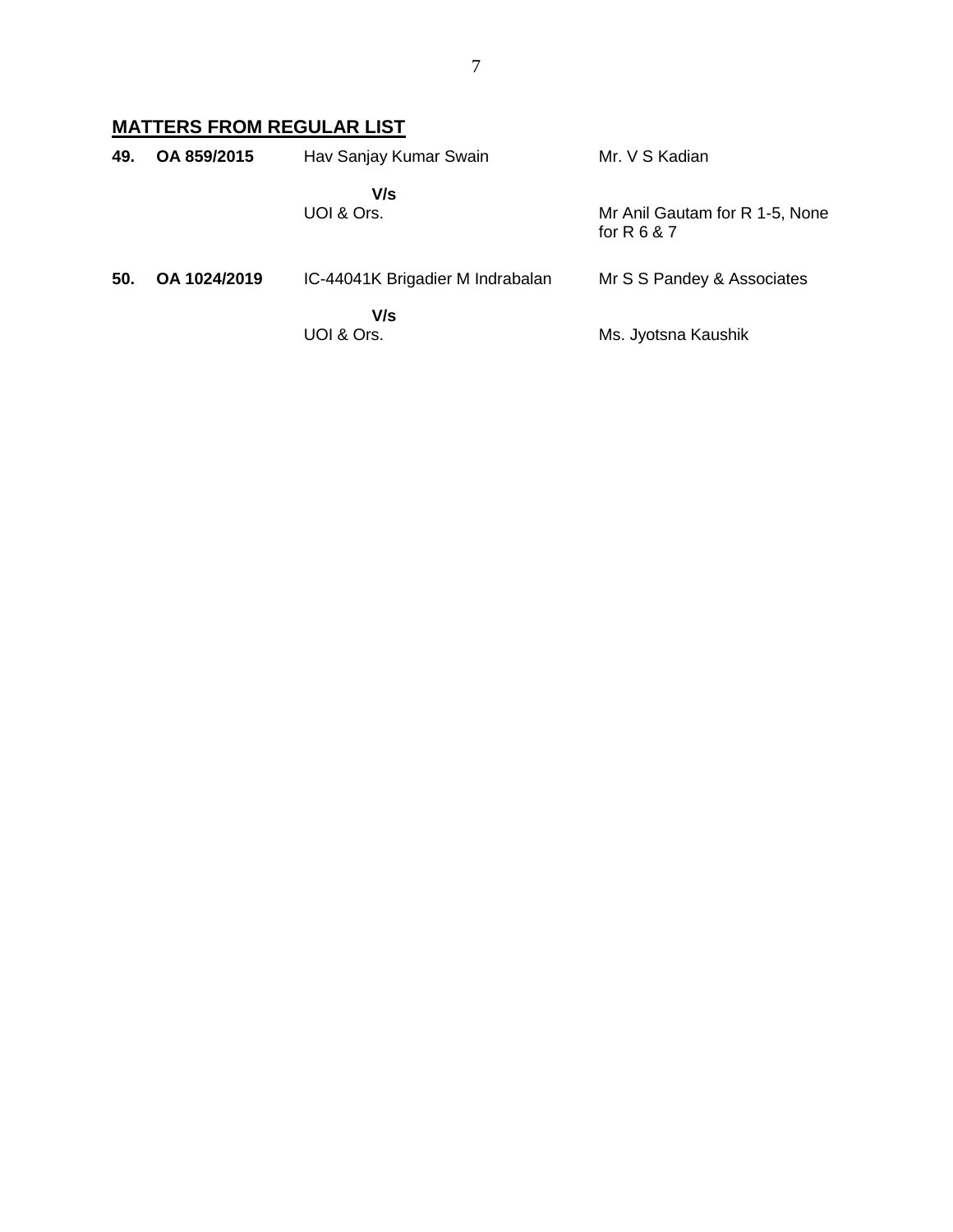## MATTERS FROM REGULAR LIST

| | | | |
|---|---|---|---|
| **49.** | **OA 859/2015** | Hav Sanjay Kumar Swain | Mr. V S Kadian |
| | | **V/s** | |
| | | UOI & Ors. | Mr Anil Gautam for R 1-5, None for R 6 & 7 |
| **50.** | **OA 1024/2019** | IC-44041K Brigadier M Indrabalan | Mr S S Pandey & Associates |
| | | **V/s** | |
| | | UOI & Ors. | Ms. Jyotsna Kaushik |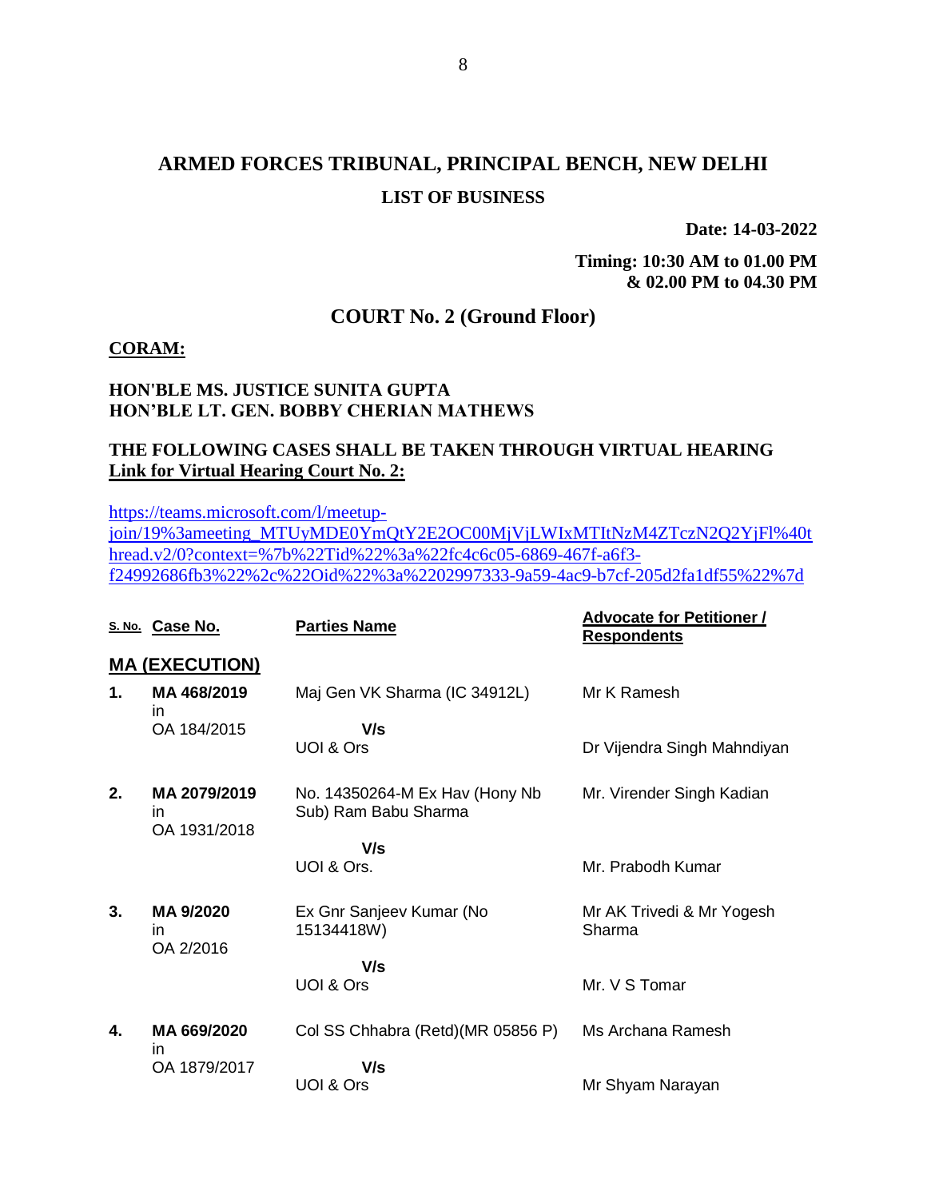# ARMED FORCES TRIBUNAL, PRINCIPAL BENCH, NEW DELHI

## LIST OF BUSINESS

**Date: 14-03-2022**

**Timing: 10:30 AM to 01.00 PM & 02.00 PM to 04.30 PM**

## COURT No. 2 (Ground Floor)

**CORAM:**

**HON'BLE MS. JUSTICE SUNITA GUPTA**
**HON'BLE LT. GEN. BOBBY CHERIAN MATHEWS**

**THE FOLLOWING CASES SHALL BE TAKEN THROUGH VIRTUAL HEARING**
**Link for Virtual Hearing Court No. 2:**

https://teams.microsoft.com/l/meetup-join/19%3ameeting_MTUyMDE0YmQtY2E2OC00MjVjLWIxMTItNzM4ZTczN2Q2YjFl%40thread.v2/0?context=%7b%22Tid%22%3a%22fc4c6c05-6869-467f-a6f3-f24992686fb3%22%2c%22Oid%22%3a%2202997333-9a59-4ac9-b7cf-205d2fa1df55%22%7d

| S. No. | Case No. | Parties Name | Advocate for Petitioner / Respondents |
|---|---|---|---|
| **MA (EXECUTION)** | | | |
| **1.** | **MA 468/2019** in OA 184/2015 | Maj Gen VK Sharma (IC 34912L) V/s UOI & Ors | Mr K Ramesh<br>Dr Vijendra Singh Mahndiyan |
| **2.** | **MA 2079/2019** in OA 1931/2018 | No. 14350264-M Ex Hav (Hony Nb Sub) Ram Babu Sharma V/s UOI & Ors. | Mr. Virender Singh Kadian<br>Mr. Prabodh Kumar |
| **3.** | **MA 9/2020** in OA 2/2016 | Ex Gnr Sanjeev Kumar (No 15134418W) V/s UOI & Ors | Mr AK Trivedi & Mr Yogesh Sharma<br>Mr. V S Tomar |
| **4.** | **MA 669/2020** in OA 1879/2017 | Col SS Chhabra (Retd)(MR 05856 P) V/s UOI & Ors | Ms Archana Ramesh<br>Mr Shyam Narayan |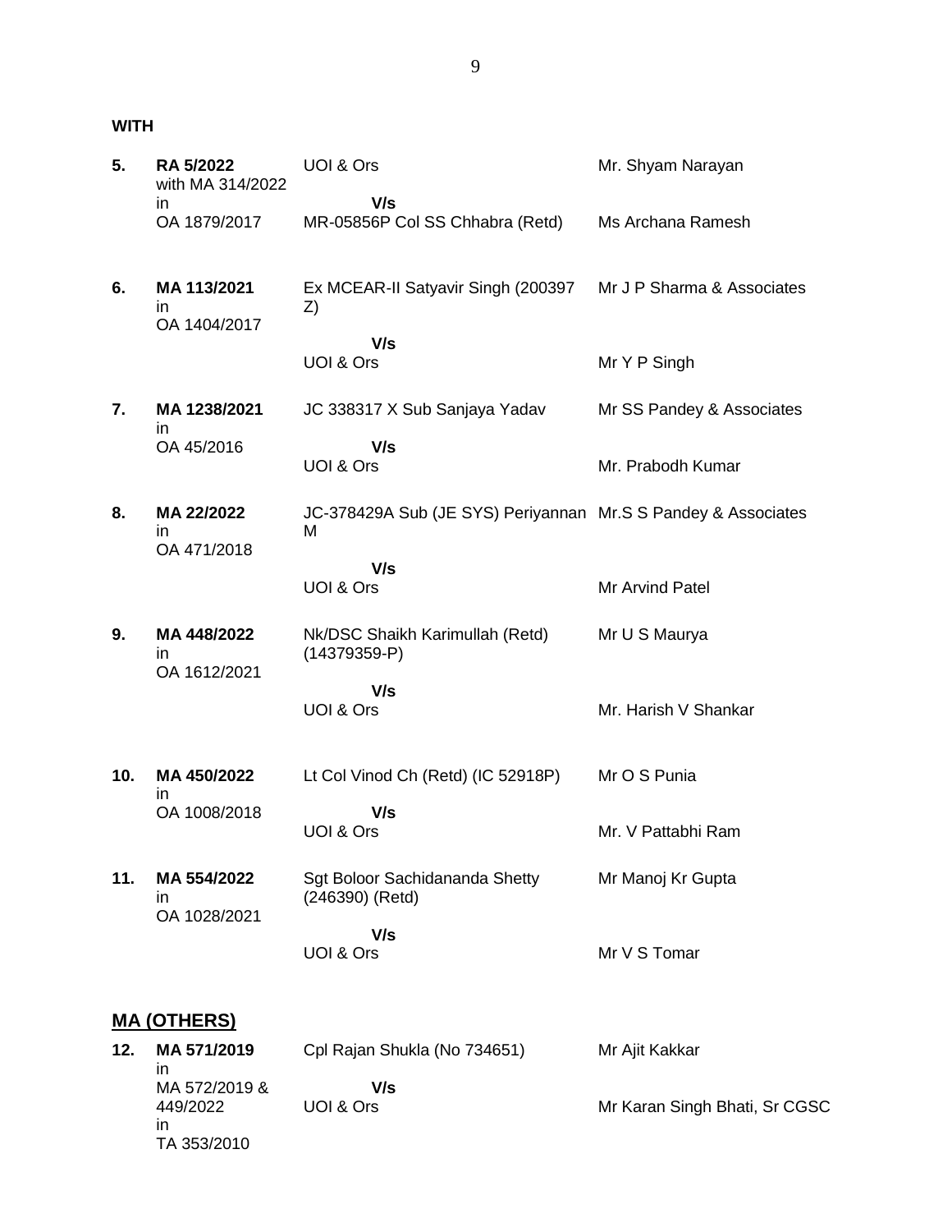**WITH**

| | | | |
|---|---|---|---|
| **5.** | **RA 5/2022** with MA 314/2022 in OA 1879/2017 | UOI & Ors<br>**V/s**<br>MR-05856P Col SS Chhabra (Retd) | Mr. Shyam Narayan<br><br>Ms Archana Ramesh |
| **6.** | **MA 113/2021** in OA 1404/2017 | Ex MCEAR-II Satyavir Singh (200397 Z)<br>**V/s**<br>UOI & Ors | Mr J P Sharma & Associates<br><br>Mr Y P Singh |
| **7.** | **MA 1238/2021** in OA 45/2016 | JC 338317 X Sub Sanjaya Yadav<br>**V/s**<br>UOI & Ors | Mr SS Pandey & Associates<br><br>Mr. Prabodh Kumar |
| **8.** | **MA 22/2022** in OA 471/2018 | JC-378429A Sub (JE SYS) Periyannan M<br>**V/s**<br>UOI & Ors | Mr.S S Pandey & Associates<br><br>Mr Arvind Patel |
| **9.** | **MA 448/2022** in OA 1612/2021 | Nk/DSC Shaikh Karimullah (Retd) (14379359-P)<br>**V/s**<br>UOI & Ors | Mr U S Maurya<br><br>Mr. Harish V Shankar |
| **10.** | **MA 450/2022** in OA 1008/2018 | Lt Col Vinod Ch (Retd) (IC 52918P)<br>**V/s**<br>UOI & Ors | Mr O S Punia<br><br>Mr. V Pattabhi Ram |
| **11.** | **MA 554/2022** in OA 1028/2021 | Sgt Boloor Sachidananda Shetty (246390) (Retd)<br>**V/s**<br>UOI & Ors | Mr Manoj Kr Gupta<br><br>Mr V S Tomar |

## MA (OTHERS)

| | | | |
|---|---|---|---|
| **12.** | **MA 571/2019** in MA 572/2019 & 449/2022 in TA 353/2010 | Cpl Rajan Shukla (No 734651)<br>**V/s**<br>UOI & Ors | Mr Ajit Kakkar<br><br>Mr Karan Singh Bhati, Sr CGSC |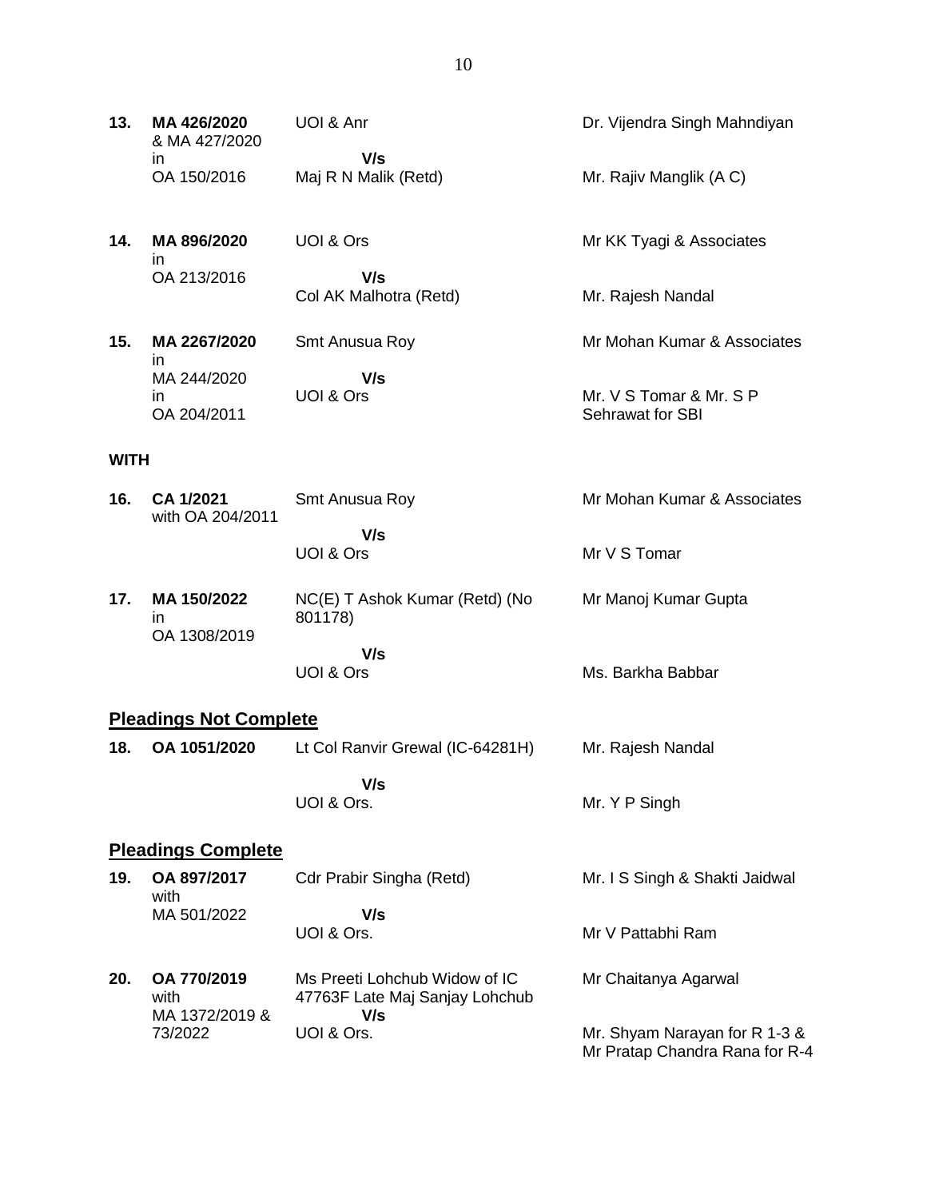| | | | |
|---|---|---|---|
| **13.** | **MA 426/2020** & MA 427/2020 in OA 150/2016 | UOI & Anr **V/s** Maj R N Malik (Retd) | Dr. Vijendra Singh Mahndiyan<br><br>Mr. Rajiv Manglik (A C) |
| **14.** | **MA 896/2020** in OA 213/2016 | UOI & Ors **V/s** Col AK Malhotra (Retd) | Mr KK Tyagi & Associates<br><br>Mr. Rajesh Nandal |
| **15.** | **MA 2267/2020** in MA 244/2020 in OA 204/2011 | Smt Anusua Roy **V/s** UOI & Ors | Mr Mohan Kumar & Associates<br><br>Mr. V S Tomar & Mr. S P Sehrawat for SBI |

**WITH**

| | | | |
|---|---|---|---|
| **16.** | **CA 1/2021** with OA 204/2011 | Smt Anusua Roy **V/s** UOI & Ors | Mr Mohan Kumar & Associates<br><br>Mr V S Tomar |
| **17.** | **MA 150/2022** in OA 1308/2019 | NC(E) T Ashok Kumar (Retd) (No 801178) **V/s** UOI & Ors | Mr Manoj Kumar Gupta<br><br>Ms. Barkha Babbar |

## **Pleadings Not Complete**

| | | | |
|---|---|---|---|
| **18.** | **OA 1051/2020** | Lt Col Ranvir Grewal (IC-64281H) **V/s** UOI & Ors. | Mr. Rajesh Nandal<br><br>Mr. Y P Singh |

## **Pleadings Complete**

| | | | |
|---|---|---|---|
| **19.** | **OA 897/2017** with MA 501/2022 | Cdr Prabir Singha (Retd) **V/s** UOI & Ors. | Mr. I S Singh & Shakti Jaidwal<br><br>Mr V Pattabhi Ram |
| **20.** | **OA 770/2019** with MA 1372/2019 & 73/2022 | Ms Preeti Lohchub Widow of IC 47763F Late Maj Sanjay Lohchub **V/s** UOI & Ors. | Mr Chaitanya Agarwal<br><br>Mr. Shyam Narayan for R 1-3 & Mr Pratap Chandra Rana for R-4 |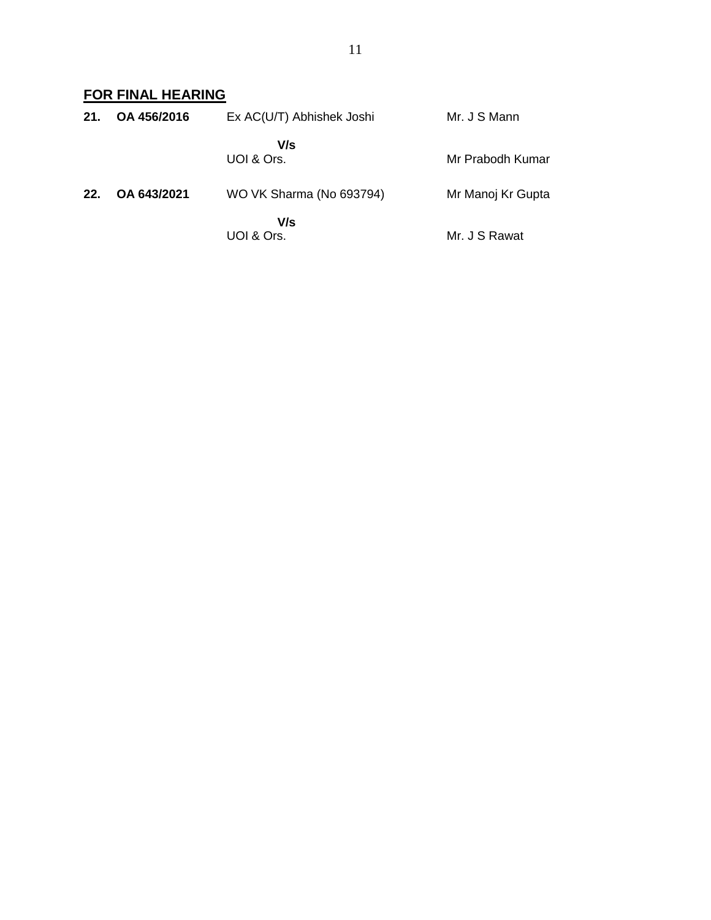## FOR FINAL HEARING

| | | | |
|---|---|---|---|
| **21.** | **OA 456/2016** | Ex AC(U/T) Abhishek Joshi | Mr. J S Mann |
| | | **V/s** | |
| | | UOI & Ors. | Mr Prabodh Kumar |
| **22.** | **OA 643/2021** | WO VK Sharma (No 693794) | Mr Manoj Kr Gupta |
| | | **V/s** | |
| | | UOI & Ors. | Mr. J S Rawat |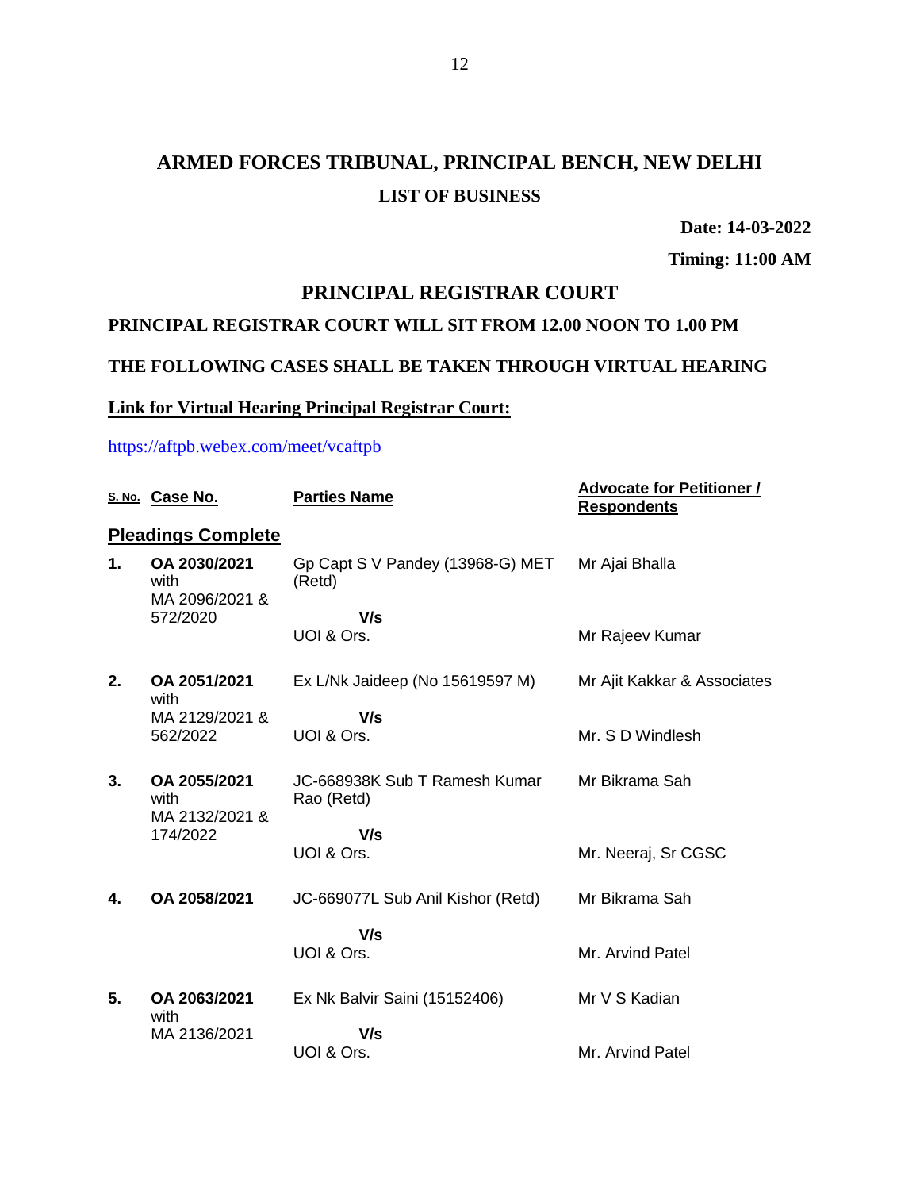# ARMED FORCES TRIBUNAL, PRINCIPAL BENCH, NEW DELHI

## LIST OF BUSINESS

**Date: 14-03-2022**

**Timing: 11:00 AM**

## PRINCIPAL REGISTRAR COURT

**PRINCIPAL REGISTRAR COURT WILL SIT FROM 12.00 NOON TO 1.00 PM**

**THE FOLLOWING CASES SHALL BE TAKEN THROUGH VIRTUAL HEARING**

**Link for Virtual Hearing Principal Registrar Court:**

https://aftpb.webex.com/meet/vcaftpb

| S. No. | Case No. | Parties Name | Advocate for Petitioner / Respondents |
|---|---|---|---|
| **Pleadings Complete** | | | |
| **1.** | **OA 2030/2021** with MA 2096/2021 & 572/2020 | Gp Capt S V Pandey (13968-G) MET (Retd) **V/s** UOI & Ors. | Mr Ajai Bhalla<br>Mr Rajeev Kumar |
| **2.** | **OA 2051/2021** with MA 2129/2021 & 562/2022 | Ex L/Nk Jaideep (No 15619597 M) **V/s** UOI & Ors. | Mr Ajit Kakkar & Associates<br>Mr. S D Windlesh |
| **3.** | **OA 2055/2021** with MA 2132/2021 & 174/2022 | JC-668938K Sub T Ramesh Kumar Rao (Retd) **V/s** UOI & Ors. | Mr Bikrama Sah<br>Mr. Neeraj, Sr CGSC |
| **4.** | **OA 2058/2021** | JC-669077L Sub Anil Kishor (Retd) **V/s** UOI & Ors. | Mr Bikrama Sah<br>Mr. Arvind Patel |
| **5.** | **OA 2063/2021** with MA 2136/2021 | Ex Nk Balvir Saini (15152406) **V/s** UOI & Ors. | Mr V S Kadian<br>Mr. Arvind Patel |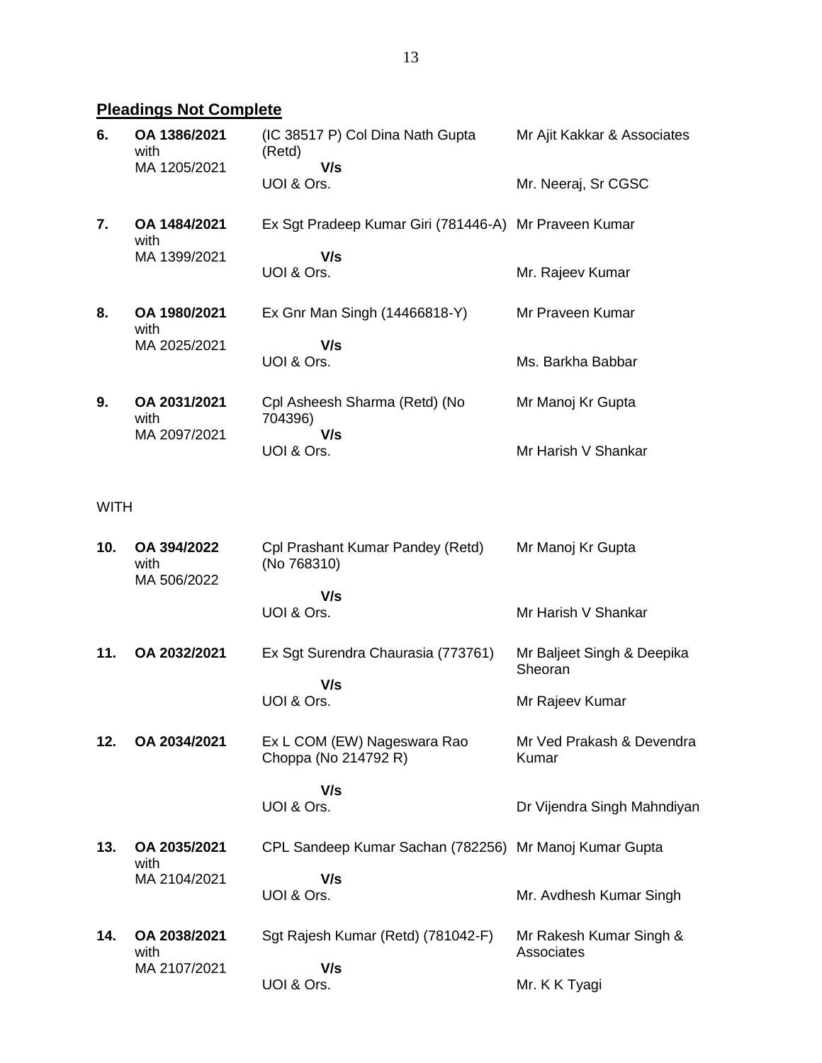**Pleadings Not Complete**

| | | | |
|---|---|---|---|
| **6.** | **OA 1386/2021** with MA 1205/2021 | (IC 38517 P) Col Dina Nath Gupta (Retd) **V/s** UOI & Ors. | Mr Ajit Kakkar & Associates<br><br>Mr. Neeraj, Sr CGSC |
| **7.** | **OA 1484/2021** with MA 1399/2021 | Ex Sgt Pradeep Kumar Giri (781446-A) **V/s** UOI & Ors. | Mr Praveen Kumar<br><br>Mr. Rajeev Kumar |
| **8.** | **OA 1980/2021** with MA 2025/2021 | Ex Gnr Man Singh (14466818-Y) **V/s** UOI & Ors. | Mr Praveen Kumar<br><br>Ms. Barkha Babbar |
| **9.** | **OA 2031/2021** with MA 2097/2021 | Cpl Asheesh Sharma (Retd) (No 704396) **V/s** UOI & Ors. | Mr Manoj Kr Gupta<br><br>Mr Harish V Shankar |

WITH

| | | | |
|---|---|---|---|
| **10.** | **OA 394/2022** with MA 506/2022 | Cpl Prashant Kumar Pandey (Retd) (No 768310) **V/s** UOI & Ors. | Mr Manoj Kr Gupta<br><br>Mr Harish V Shankar |
| **11.** | **OA 2032/2021** | Ex Sgt Surendra Chaurasia (773761) **V/s** UOI & Ors. | Mr Baljeet Singh & Deepika Sheoran<br><br>Mr Rajeev Kumar |
| **12.** | **OA 2034/2021** | Ex L COM (EW) Nageswara Rao Choppa (No 214792 R) **V/s** UOI & Ors. | Mr Ved Prakash & Devendra Kumar<br><br>Dr Vijendra Singh Mahndiyan |
| **13.** | **OA 2035/2021** with MA 2104/2021 | CPL Sandeep Kumar Sachan (782256) **V/s** UOI & Ors. | Mr Manoj Kumar Gupta<br><br>Mr. Avdhesh Kumar Singh |
| **14.** | **OA 2038/2021** with MA 2107/2021 | Sgt Rajesh Kumar (Retd) (781042-F) **V/s** UOI & Ors. | Mr Rakesh Kumar Singh & Associates<br><br>Mr. K K Tyagi |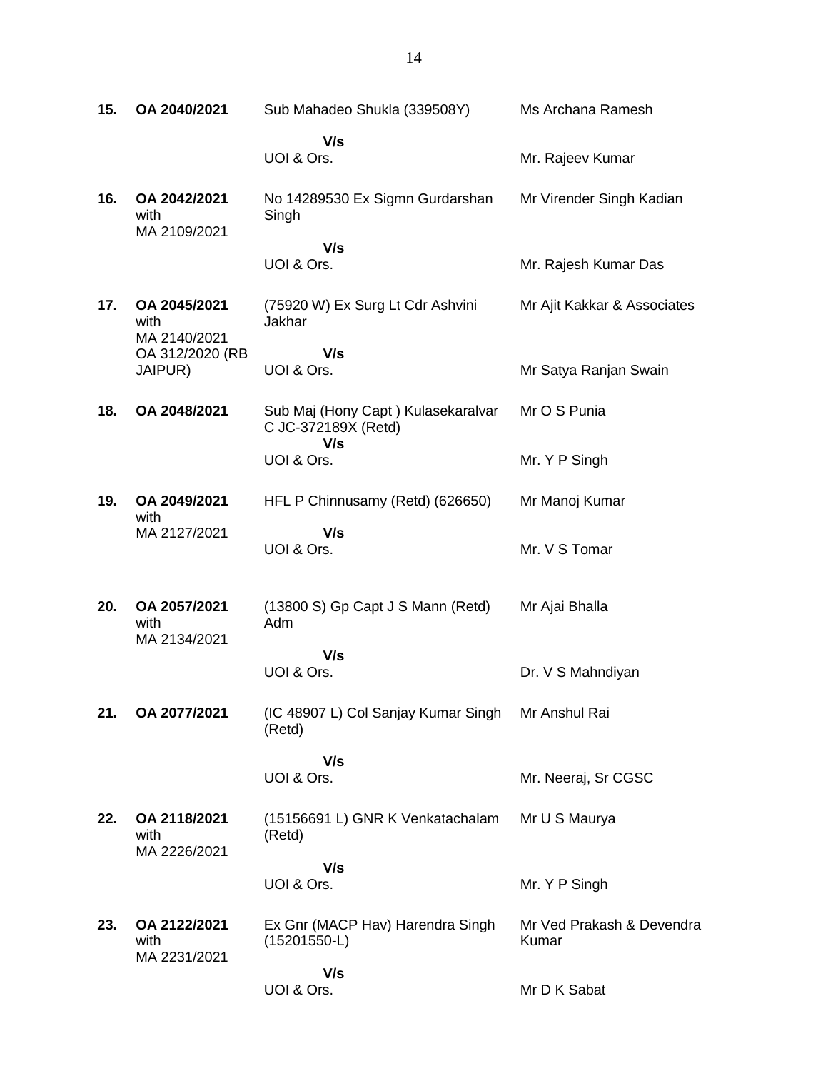| | | | |
|---|---|---|---|
| **15.** | **OA 2040/2021** | Sub Mahadeo Shukla (339508Y)<br>**V/s**<br>UOI & Ors. | Ms Archana Ramesh<br><br>Mr. Rajeev Kumar |
| **16.** | **OA 2042/2021** with MA 2109/2021 | No 14289530 Ex Sigmn Gurdarshan Singh<br>**V/s**<br>UOI & Ors. | Mr Virender Singh Kadian<br><br>Mr. Rajesh Kumar Das |
| **17.** | **OA 2045/2021** with MA 2140/2021 OA 312/2020 (RB JAIPUR) | (75920 W) Ex Surg Lt Cdr Ashvini Jakhar<br>**V/s**<br>UOI & Ors. | Mr Ajit Kakkar & Associates<br><br>Mr Satya Ranjan Swain |
| **18.** | **OA 2048/2021** | Sub Maj (Hony Capt ) Kulasekaralvar C JC-372189X (Retd)<br>**V/s**<br>UOI & Ors. | Mr O S Punia<br><br>Mr. Y P Singh |
| **19.** | **OA 2049/2021** with MA 2127/2021 | HFL P Chinnusamy (Retd) (626650)<br>**V/s**<br>UOI & Ors. | Mr Manoj Kumar<br><br>Mr. V S Tomar |
| **20.** | **OA 2057/2021** with MA 2134/2021 | (13800 S) Gp Capt J S Mann (Retd) Adm<br>**V/s**<br>UOI & Ors. | Mr Ajai Bhalla<br><br>Dr. V S Mahndiyan |
| **21.** | **OA 2077/2021** | (IC 48907 L) Col Sanjay Kumar Singh (Retd)<br>**V/s**<br>UOI & Ors. | Mr Anshul Rai<br><br>Mr. Neeraj, Sr CGSC |
| **22.** | **OA 2118/2021** with MA 2226/2021 | (15156691 L) GNR K Venkatachalam (Retd)<br>**V/s**<br>UOI & Ors. | Mr U S Maurya<br><br>Mr. Y P Singh |
| **23.** | **OA 2122/2021** with MA 2231/2021 | Ex Gnr (MACP Hav) Harendra Singh (15201550-L)<br>**V/s**<br>UOI & Ors. | Mr Ved Prakash & Devendra Kumar<br><br>Mr D K Sabat |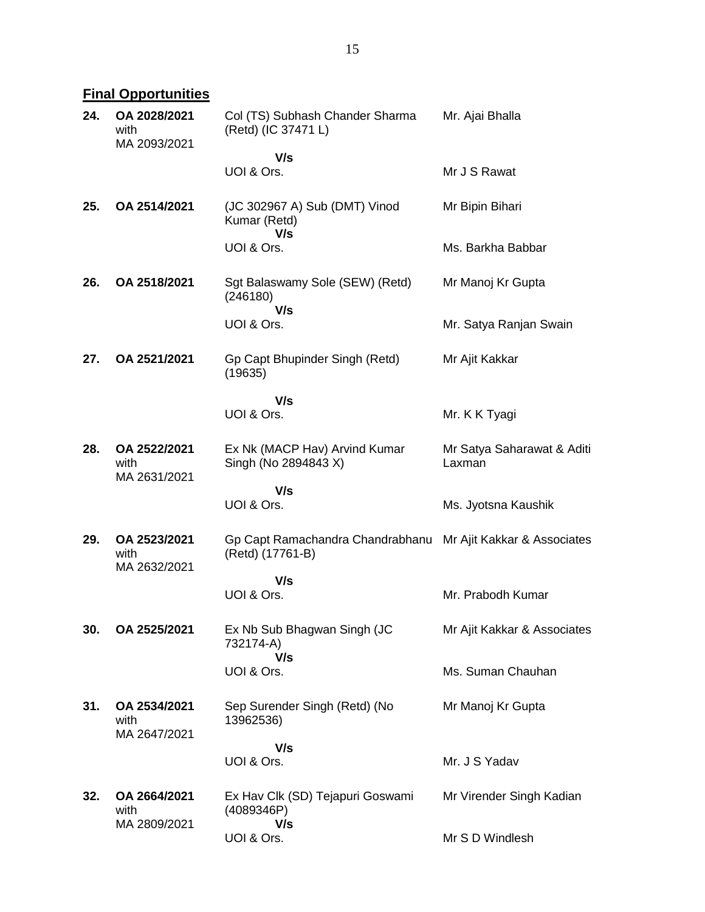## Final Opportunities

| | | | |
|---|---|---|---|
| 24. | OA 2028/2021 with MA 2093/2021 | Col (TS) Subhash Chander Sharma (Retd) (IC 37471 L) | Mr. Ajai Bhalla |
| | | V/s | |
| | | UOI & Ors. | Mr J S Rawat |
| 25. | OA 2514/2021 | (JC 302967 A) Sub (DMT) Vinod Kumar (Retd) | Mr Bipin Bihari |
| | | V/s | |
| | | UOI & Ors. | Ms. Barkha Babbar |
| 26. | OA 2518/2021 | Sgt Balaswamy Sole (SEW) (Retd) (246180) | Mr Manoj Kr Gupta |
| | | V/s | |
| | | UOI & Ors. | Mr. Satya Ranjan Swain |
| 27. | OA 2521/2021 | Gp Capt Bhupinder Singh (Retd) (19635) | Mr Ajit Kakkar |
| | | V/s | |
| | | UOI & Ors. | Mr. K K Tyagi |
| 28. | OA 2522/2021 with MA 2631/2021 | Ex Nk (MACP Hav) Arvind Kumar Singh (No 2894843 X) | Mr Satya Saharawat & Aditi Laxman |
| | | V/s | |
| | | UOI & Ors. | Ms. Jyotsna Kaushik |
| 29. | OA 2523/2021 with MA 2632/2021 | Gp Capt Ramachandra Chandrabhanu (Retd) (17761-B) | Mr Ajit Kakkar & Associates |
| | | V/s | |
| | | UOI & Ors. | Mr. Prabodh Kumar |
| 30. | OA 2525/2021 | Ex Nb Sub Bhagwan Singh (JC 732174-A) | Mr Ajit Kakkar & Associates |
| | | V/s | |
| | | UOI & Ors. | Ms. Suman Chauhan |
| 31. | OA 2534/2021 with MA 2647/2021 | Sep Surender Singh (Retd) (No 13962536) | Mr Manoj Kr Gupta |
| | | V/s | |
| | | UOI & Ors. | Mr. J S Yadav |
| 32. | OA 2664/2021 with MA 2809/2021 | Ex Hav Clk (SD) Tejapuri Goswami (4089346P) | Mr Virender Singh Kadian |
| | | V/s | |
| | | UOI & Ors. | Mr S D Windlesh |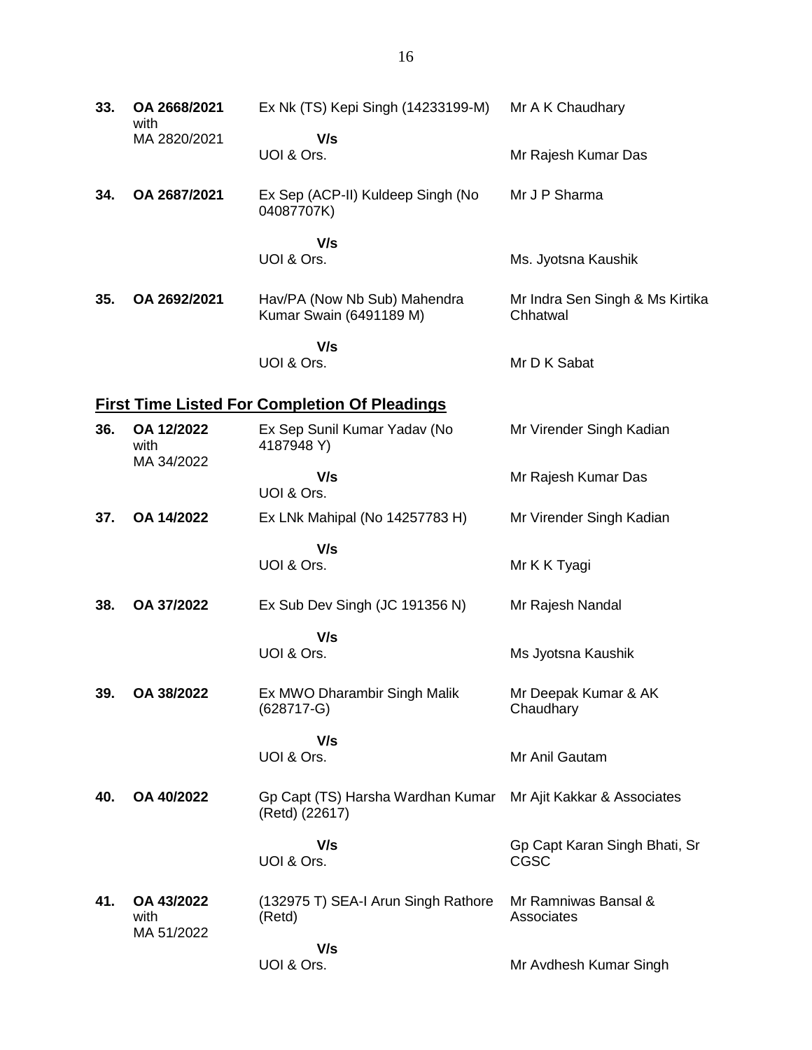| | | | |
|---|---|---|---|
| **33.** | **OA 2668/2021** with MA 2820/2021 | Ex Nk (TS) Kepi Singh (14233199-M) **V/s** UOI & Ors. | Mr A K Chaudhary<br><br>Mr Rajesh Kumar Das |
| **34.** | **OA 2687/2021** | Ex Sep (ACP-II) Kuldeep Singh (No 04087707K) **V/s** UOI & Ors. | Mr J P Sharma<br><br>Ms. Jyotsna Kaushik |
| **35.** | **OA 2692/2021** | Hav/PA (Now Nb Sub) Mahendra Kumar Swain (6491189 M) **V/s** UOI & Ors. | Mr Indra Sen Singh & Ms Kirtika Chhatwal<br><br>Mr D K Sabat |

## **First Time Listed For Completion Of Pleadings**

| | | | |
|---|---|---|---|
| **36.** | **OA 12/2022** with MA 34/2022 | Ex Sep Sunil Kumar Yadav (No 4187948 Y) **V/s** UOI & Ors. | Mr Virender Singh Kadian<br><br>Mr Rajesh Kumar Das |
| **37.** | **OA 14/2022** | Ex LNk Mahipal (No 14257783 H) **V/s** UOI & Ors. | Mr Virender Singh Kadian<br><br>Mr K K Tyagi |
| **38.** | **OA 37/2022** | Ex Sub Dev Singh (JC 191356 N) **V/s** UOI & Ors. | Mr Rajesh Nandal<br><br>Ms Jyotsna Kaushik |
| **39.** | **OA 38/2022** | Ex MWO Dharambir Singh Malik (628717-G) **V/s** UOI & Ors. | Mr Deepak Kumar & AK Chaudhary<br><br>Mr Anil Gautam |
| **40.** | **OA 40/2022** | Gp Capt (TS) Harsha Wardhan Kumar (Retd) (22617) **V/s** UOI & Ors. | Mr Ajit Kakkar & Associates<br><br>Gp Capt Karan Singh Bhati, Sr CGSC |
| **41.** | **OA 43/2022** with MA 51/2022 | (132975 T) SEA-I Arun Singh Rathore (Retd) **V/s** UOI & Ors. | Mr Ramniwas Bansal & Associates<br><br>Mr Avdhesh Kumar Singh |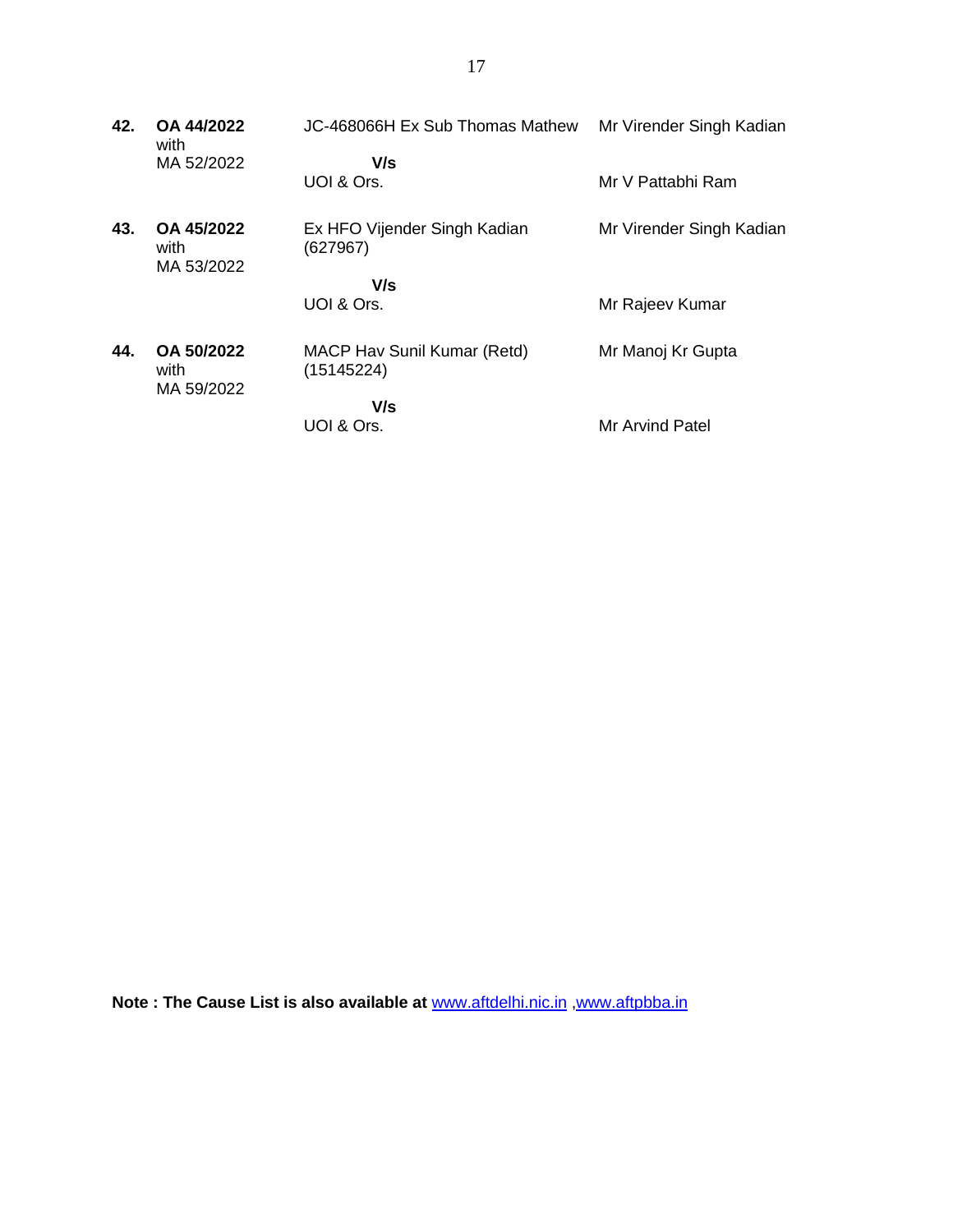| | | | |
|---|---|---|---|
| **42.** | **OA 44/2022** with MA 52/2022 | JC-468066H Ex Sub Thomas Mathew<br>**V/s**<br>UOI & Ors. | Mr Virender Singh Kadian<br><br>Mr V Pattabhi Ram |
| **43.** | **OA 45/2022** with MA 53/2022 | Ex HFO Vijender Singh Kadian (627967)<br>**V/s**<br>UOI & Ors. | Mr Virender Singh Kadian<br><br>Mr Rajeev Kumar |
| **44.** | **OA 50/2022** with MA 59/2022 | MACP Hav Sunil Kumar (Retd) (15145224)<br>**V/s**<br>UOI & Ors. | Mr Manoj Kr Gupta<br><br>Mr Arvind Patel |

**Note : The Cause List is also available at** www.aftdelhi.nic.in ,www.aftpbba.in